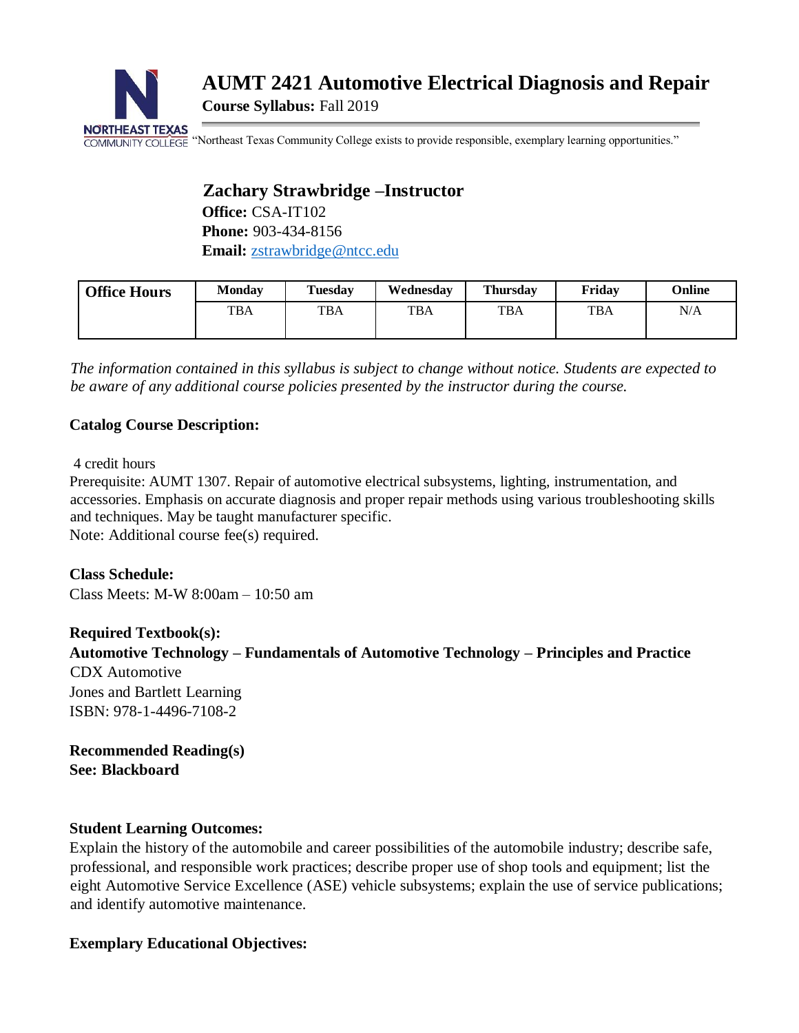# AUMT 2421 Automotive Electrical Diagnosis and Repair

**Course Syllabus:** Fall 2019

"Northeast Texas Community College exists to provide responsible, exemplary learning opportunities."

## Zachary Strawbridge –Instructor

**Office:** CSA-IT102
**Phone:** 903-434-8156
**Email:** zstrawbridge@ntcc.edu

| Office Hours | Monday | Tuesday | Wednesday | Thursday | Friday | Online |
|---|---|---|---|---|---|---|
| | TBA | TBA | TBA | TBA | TBA | N/A |

*The information contained in this syllabus is subject to change without notice. Students are expected to be aware of any additional course policies presented by the instructor during the course.*

**Catalog Course Description:**

4 credit hours
Prerequisite: AUMT 1307. Repair of automotive electrical subsystems, lighting, instrumentation, and accessories. Emphasis on accurate diagnosis and proper repair methods using various troubleshooting skills and techniques. May be taught manufacturer specific.
Note: Additional course fee(s) required.

**Class Schedule:**
Class Meets: M-W 8:00am – 10:50 am

**Required Textbook(s):**
**Automotive Technology – Fundamentals of Automotive Technology – Principles and Practice**
CDX Automotive
Jones and Bartlett Learning
ISBN: 978-1-4496-7108-2

**Recommended Reading(s)**
**See: Blackboard**

**Student Learning Outcomes:**
Explain the history of the automobile and career possibilities of the automobile industry; describe safe, professional, and responsible work practices; describe proper use of shop tools and equipment; list the eight Automotive Service Excellence (ASE) vehicle subsystems; explain the use of service publications; and identify automotive maintenance.

**Exemplary Educational Objectives:**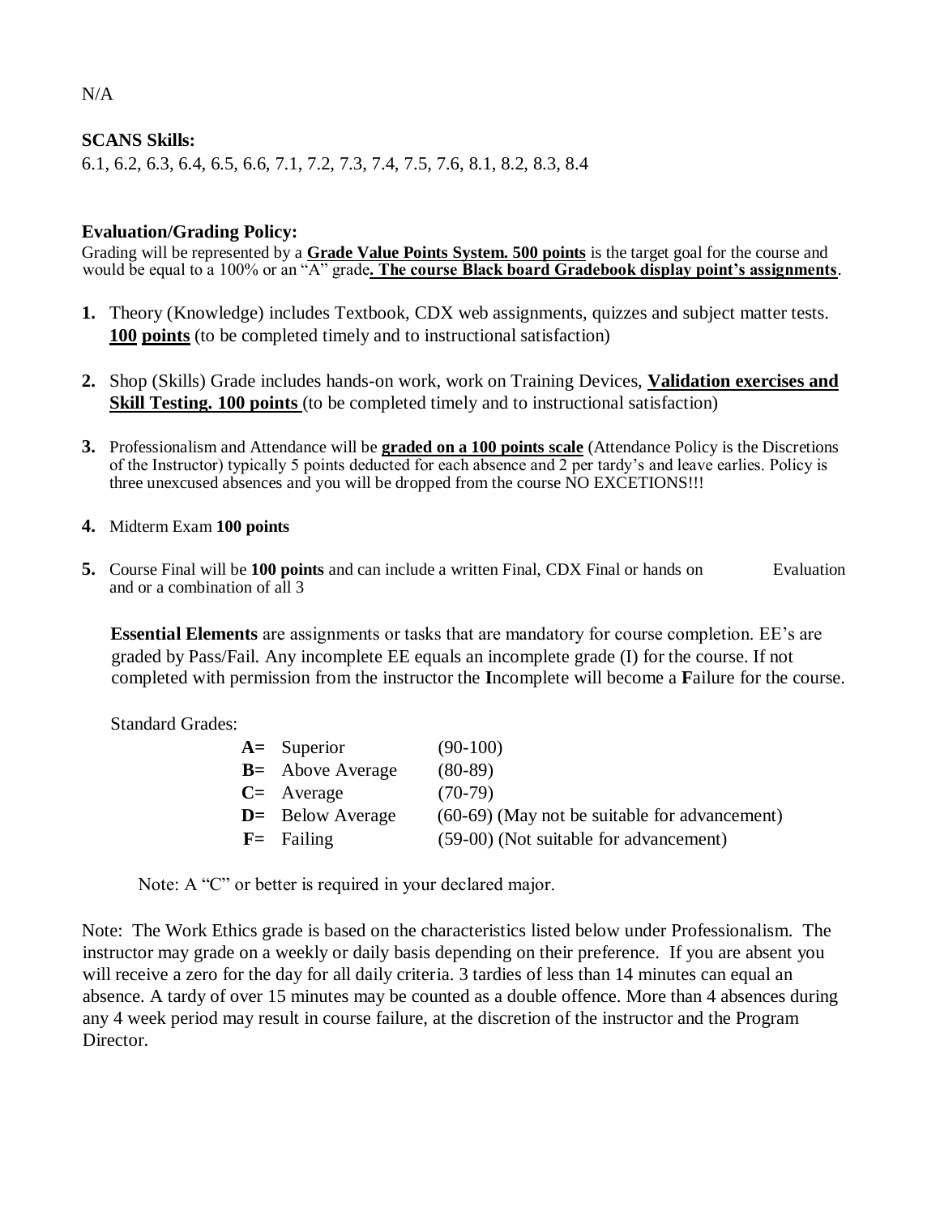N/A

**SCANS Skills:**
6.1, 6.2, 6.3, 6.4, 6.5, 6.6, 7.1, 7.2, 7.3, 7.4, 7.5, 7.6, 8.1, 8.2, 8.3, 8.4

**Evaluation/Grading Policy:**
Grading will be represented by a **Grade Value Points System. 500 points** is the target goal for the course and would be equal to a 100% or an "A" grade**. The course Black board Gradebook display point's assignments**.

1. Theory (Knowledge) includes Textbook, CDX web assignments, quizzes and subject matter tests. **100 points** (to be completed timely and to instructional satisfaction)

2. Shop (Skills) Grade includes hands-on work, work on Training Devices, **Validation exercises and Skill Testing. 100 points** (to be completed timely and to instructional satisfaction)

3. Professionalism and Attendance will be **graded on a 100 points scale** (Attendance Policy is the Discretions of the Instructor) typically 5 points deducted for each absence and 2 per tardy's and leave earlies. Policy is three unexcused absences and you will be dropped from the course NO EXCETIONS!!!

4. Midterm Exam **100 points**

5. Course Final will be **100 points** and can include a written Final, CDX Final or hands on Evaluation and or a combination of all 3

**Essential Elements** are assignments or tasks that are mandatory for course completion. EE's are graded by Pass/Fail. Any incomplete EE equals an incomplete grade (I) for the course. If not completed with permission from the instructor the **I**ncomplete will become a **F**ailure for the course.

Standard Grades:

| | | |
|---|---|---|
| **A=** | Superior | (90-100) |
| **B=** | Above Average | (80-89) |
| **C=** | Average | (70-79) |
| **D=** | Below Average | (60-69) (May not be suitable for advancement) |
| **F=** | Failing | (59-00) (Not suitable for advancement) |

Note: A "C" or better is required in your declared major.

Note: The Work Ethics grade is based on the characteristics listed below under Professionalism. The instructor may grade on a weekly or daily basis depending on their preference. If you are absent you will receive a zero for the day for all daily criteria. 3 tardies of less than 14 minutes can equal an absence. A tardy of over 15 minutes may be counted as a double offence. More than 4 absences during any 4 week period may result in course failure, at the discretion of the instructor and the Program Director.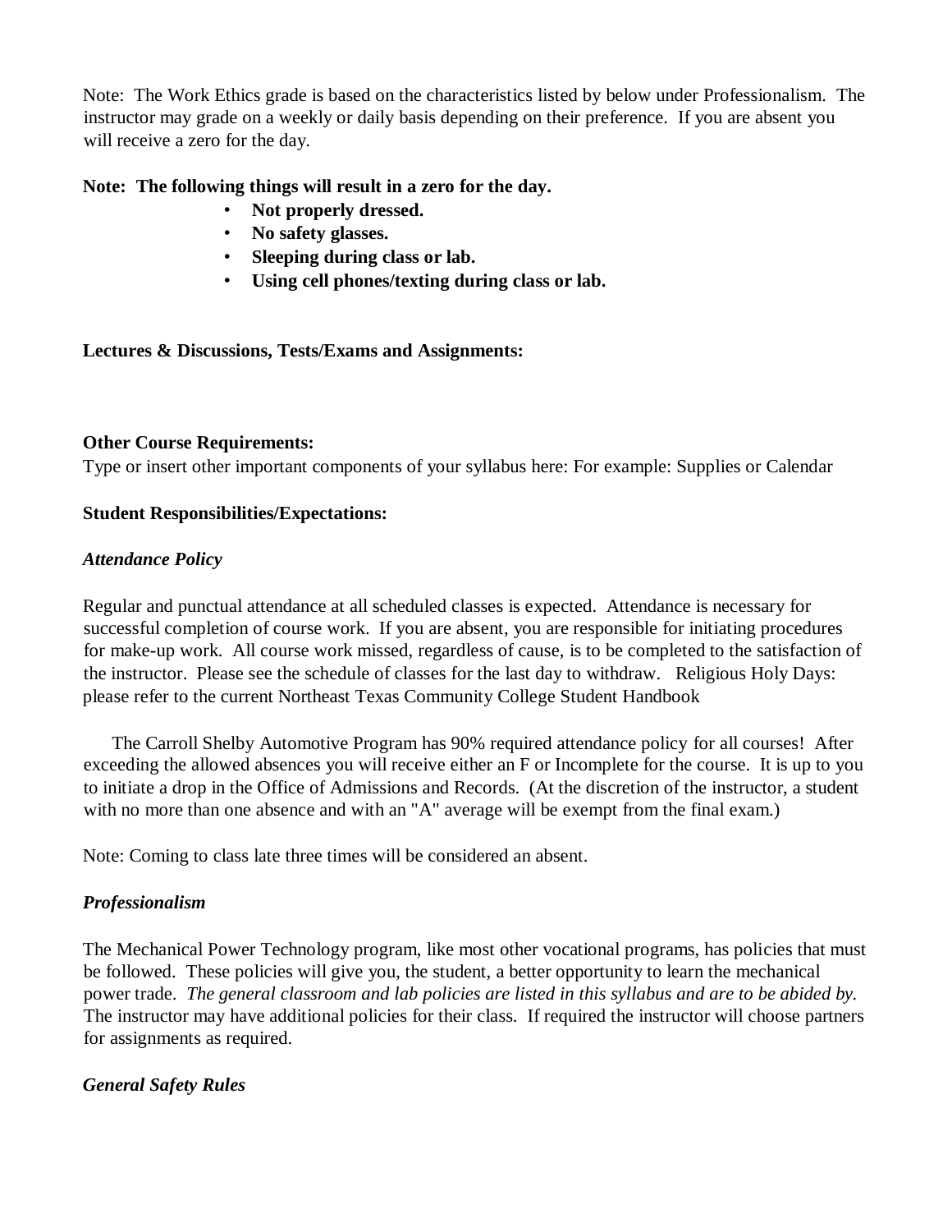Note: The Work Ethics grade is based on the characteristics listed by below under Professionalism. The instructor may grade on a weekly or daily basis depending on their preference. If you are absent you will receive a zero for the day.

**Note: The following things will result in a zero for the day.**

- **Not properly dressed.**
- **No safety glasses.**
- **Sleeping during class or lab.**
- **Using cell phones/texting during class or lab.**

**Lectures & Discussions, Tests/Exams and Assignments:**

**Other Course Requirements:**

Type or insert other important components of your syllabus here: For example: Supplies or Calendar

**Student Responsibilities/Expectations:**

***Attendance Policy***

Regular and punctual attendance at all scheduled classes is expected. Attendance is necessary for successful completion of course work. If you are absent, you are responsible for initiating procedures for make-up work. All course work missed, regardless of cause, is to be completed to the satisfaction of the instructor. Please see the schedule of classes for the last day to withdraw. Religious Holy Days: please refer to the current Northeast Texas Community College Student Handbook

The Carroll Shelby Automotive Program has 90% required attendance policy for all courses! After exceeding the allowed absences you will receive either an F or Incomplete for the course. It is up to you to initiate a drop in the Office of Admissions and Records. (At the discretion of the instructor, a student with no more than one absence and with an "A" average will be exempt from the final exam.)

Note: Coming to class late three times will be considered an absent.

***Professionalism***

The Mechanical Power Technology program, like most other vocational programs, has policies that must be followed. These policies will give you, the student, a better opportunity to learn the mechanical power trade. *The general classroom and lab policies are listed in this syllabus and are to be abided by.* The instructor may have additional policies for their class. If required the instructor will choose partners for assignments as required.

***General Safety Rules***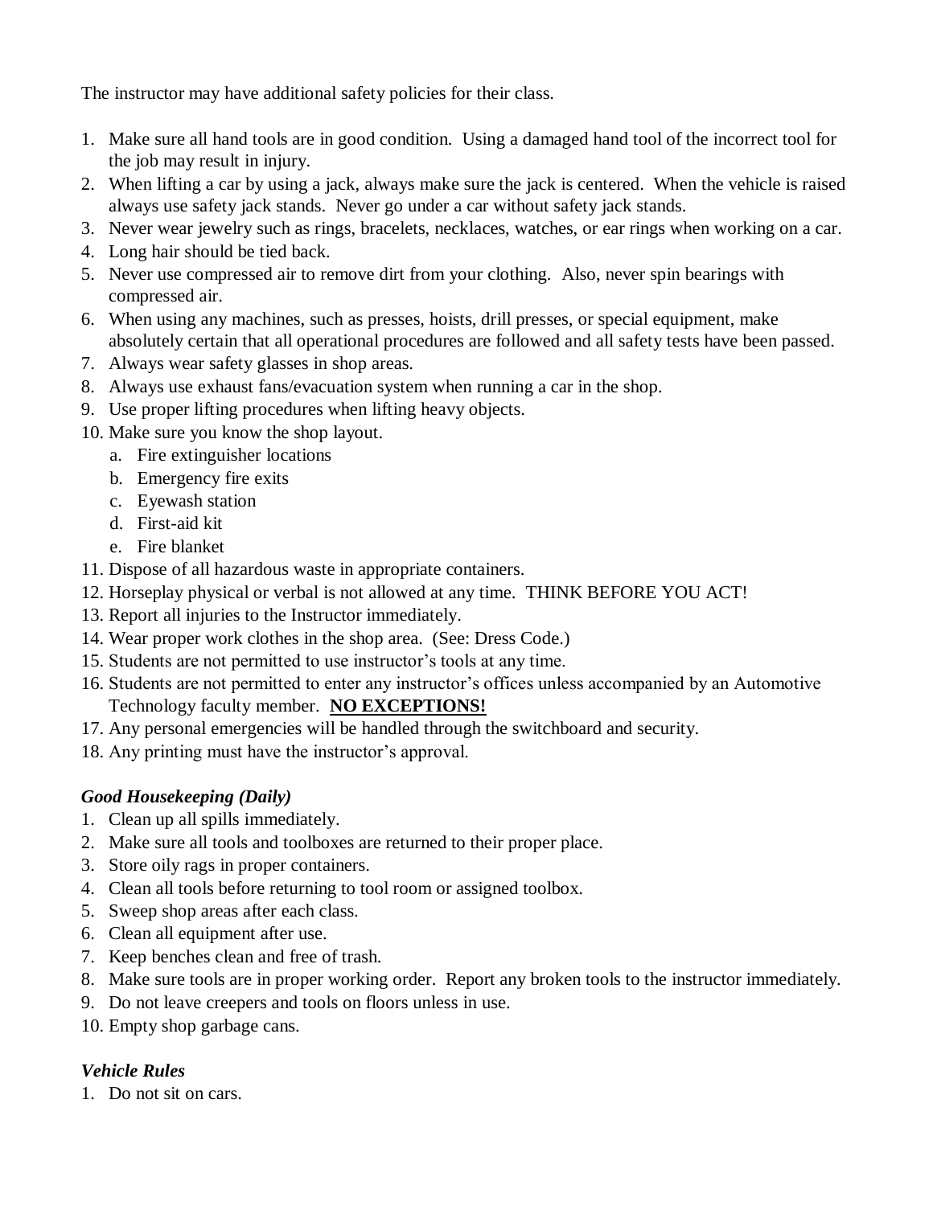The instructor may have additional safety policies for their class.

1. Make sure all hand tools are in good condition. Using a damaged hand tool of the incorrect tool for the job may result in injury.
2. When lifting a car by using a jack, always make sure the jack is centered. When the vehicle is raised always use safety jack stands. Never go under a car without safety jack stands.
3. Never wear jewelry such as rings, bracelets, necklaces, watches, or ear rings when working on a car.
4. Long hair should be tied back.
5. Never use compressed air to remove dirt from your clothing. Also, never spin bearings with compressed air.
6. When using any machines, such as presses, hoists, drill presses, or special equipment, make absolutely certain that all operational procedures are followed and all safety tests have been passed.
7. Always wear safety glasses in shop areas.
8. Always use exhaust fans/evacuation system when running a car in the shop.
9. Use proper lifting procedures when lifting heavy objects.
10. Make sure you know the shop layout.
    a. Fire extinguisher locations
    b. Emergency fire exits
    c. Eyewash station
    d. First-aid kit
    e. Fire blanket
11. Dispose of all hazardous waste in appropriate containers.
12. Horseplay physical or verbal is not allowed at any time. THINK BEFORE YOU ACT!
13. Report all injuries to the Instructor immediately.
14. Wear proper work clothes in the shop area. (See: Dress Code.)
15. Students are not permitted to use instructor's tools at any time.
16. Students are not permitted to enter any instructor's offices unless accompanied by an Automotive Technology faculty member. **<u>NO EXCEPTIONS!</u>**
17. Any personal emergencies will be handled through the switchboard and security.
18. Any printing must have the instructor's approval.

### *Good Housekeeping (Daily)*

1. Clean up all spills immediately.
2. Make sure all tools and toolboxes are returned to their proper place.
3. Store oily rags in proper containers.
4. Clean all tools before returning to tool room or assigned toolbox.
5. Sweep shop areas after each class.
6. Clean all equipment after use.
7. Keep benches clean and free of trash.
8. Make sure tools are in proper working order. Report any broken tools to the instructor immediately.
9. Do not leave creepers and tools on floors unless in use.
10. Empty shop garbage cans.

### *Vehicle Rules*

1. Do not sit on cars.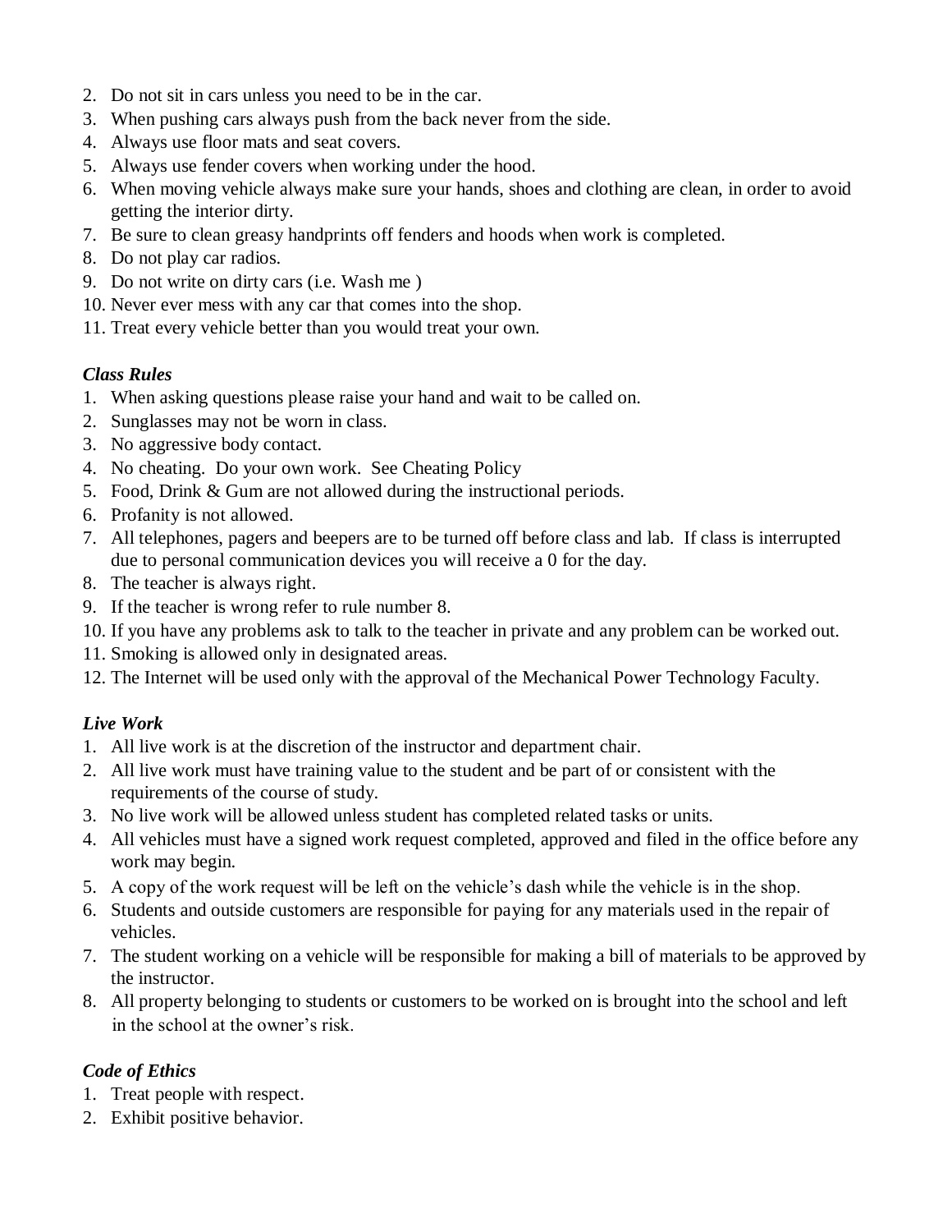2. Do not sit in cars unless you need to be in the car.
3. When pushing cars always push from the back never from the side.
4. Always use floor mats and seat covers.
5. Always use fender covers when working under the hood.
6. When moving vehicle always make sure your hands, shoes and clothing are clean, in order to avoid getting the interior dirty.
7. Be sure to clean greasy handprints off fenders and hoods when work is completed.
8. Do not play car radios.
9. Do not write on dirty cars (i.e. Wash me )
10. Never ever mess with any car that comes into the shop.
11. Treat every vehicle better than you would treat your own.

***Class Rules***

1. When asking questions please raise your hand and wait to be called on.
2. Sunglasses may not be worn in class.
3. No aggressive body contact.
4. No cheating. Do your own work. See Cheating Policy
5. Food, Drink & Gum are not allowed during the instructional periods.
6. Profanity is not allowed.
7. All telephones, pagers and beepers are to be turned off before class and lab. If class is interrupted due to personal communication devices you will receive a 0 for the day.
8. The teacher is always right.
9. If the teacher is wrong refer to rule number 8.
10. If you have any problems ask to talk to the teacher in private and any problem can be worked out.
11. Smoking is allowed only in designated areas.
12. The Internet will be used only with the approval of the Mechanical Power Technology Faculty.

***Live Work***

1. All live work is at the discretion of the instructor and department chair.
2. All live work must have training value to the student and be part of or consistent with the requirements of the course of study.
3. No live work will be allowed unless student has completed related tasks or units.
4. All vehicles must have a signed work request completed, approved and filed in the office before any work may begin.
5. A copy of the work request will be left on the vehicle's dash while the vehicle is in the shop.
6. Students and outside customers are responsible for paying for any materials used in the repair of vehicles.
7. The student working on a vehicle will be responsible for making a bill of materials to be approved by the instructor.
8. All property belonging to students or customers to be worked on is brought into the school and left in the school at the owner's risk.

***Code of Ethics***

1. Treat people with respect.
2. Exhibit positive behavior.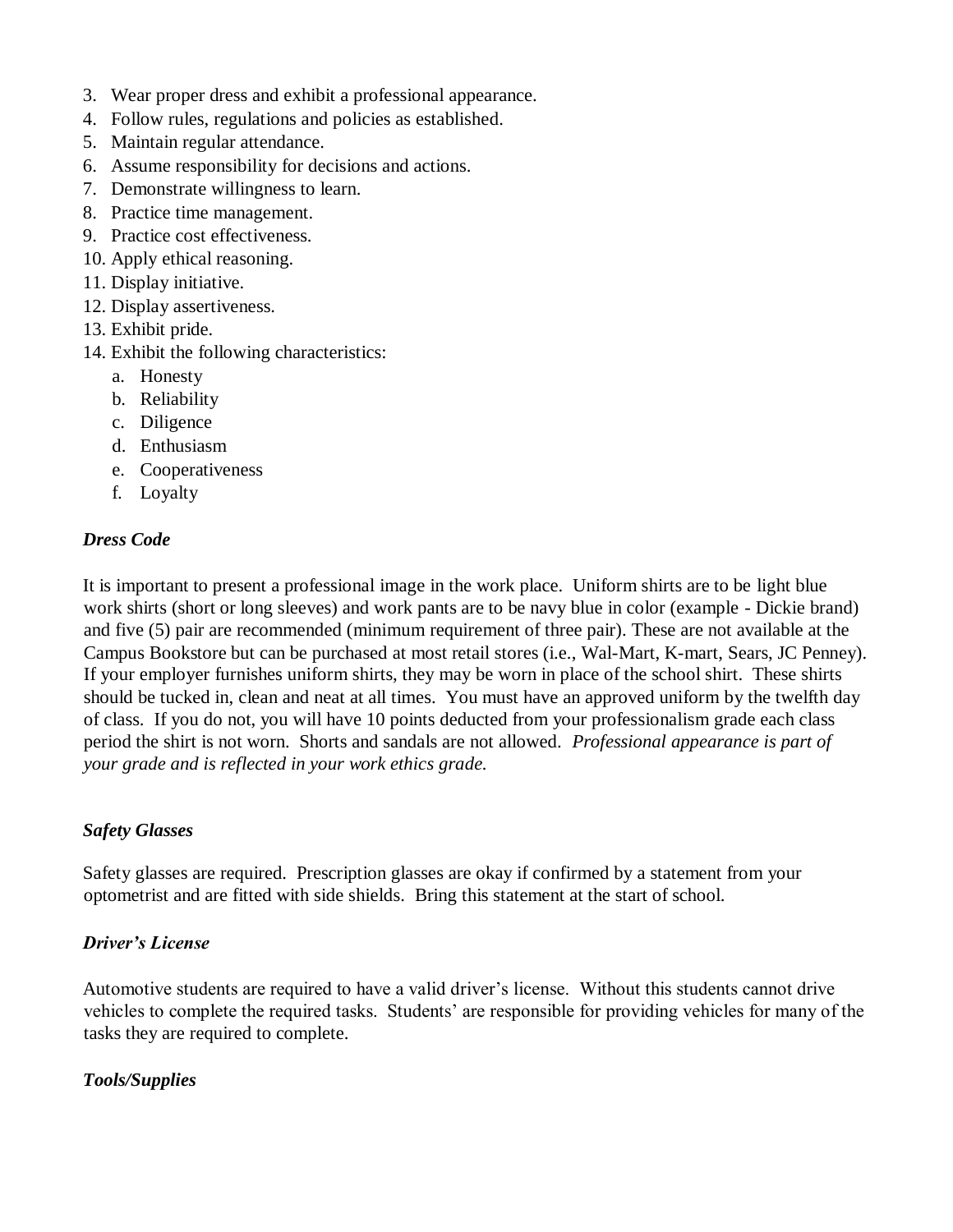3. Wear proper dress and exhibit a professional appearance.
4. Follow rules, regulations and policies as established.
5. Maintain regular attendance.
6. Assume responsibility for decisions and actions.
7. Demonstrate willingness to learn.
8. Practice time management.
9. Practice cost effectiveness.
10. Apply ethical reasoning.
11. Display initiative.
12. Display assertiveness.
13. Exhibit pride.
14. Exhibit the following characteristics:
    a. Honesty
    b. Reliability
    c. Diligence
    d. Enthusiasm
    e. Cooperativeness
    f. Loyalty

***Dress Code***

It is important to present a professional image in the work place. Uniform shirts are to be light blue work shirts (short or long sleeves) and work pants are to be navy blue in color (example - Dickie brand) and five (5) pair are recommended (minimum requirement of three pair). These are not available at the Campus Bookstore but can be purchased at most retail stores (i.e., Wal-Mart, K-mart, Sears, JC Penney). If your employer furnishes uniform shirts, they may be worn in place of the school shirt. These shirts should be tucked in, clean and neat at all times. You must have an approved uniform by the twelfth day of class. If you do not, you will have 10 points deducted from your professionalism grade each class period the shirt is not worn. Shorts and sandals are not allowed. *Professional appearance is part of your grade and is reflected in your work ethics grade.*

***Safety Glasses***

Safety glasses are required. Prescription glasses are okay if confirmed by a statement from your optometrist and are fitted with side shields. Bring this statement at the start of school.

***Driver's License***

Automotive students are required to have a valid driver's license. Without this students cannot drive vehicles to complete the required tasks. Students' are responsible for providing vehicles for many of the tasks they are required to complete.

***Tools/Supplies***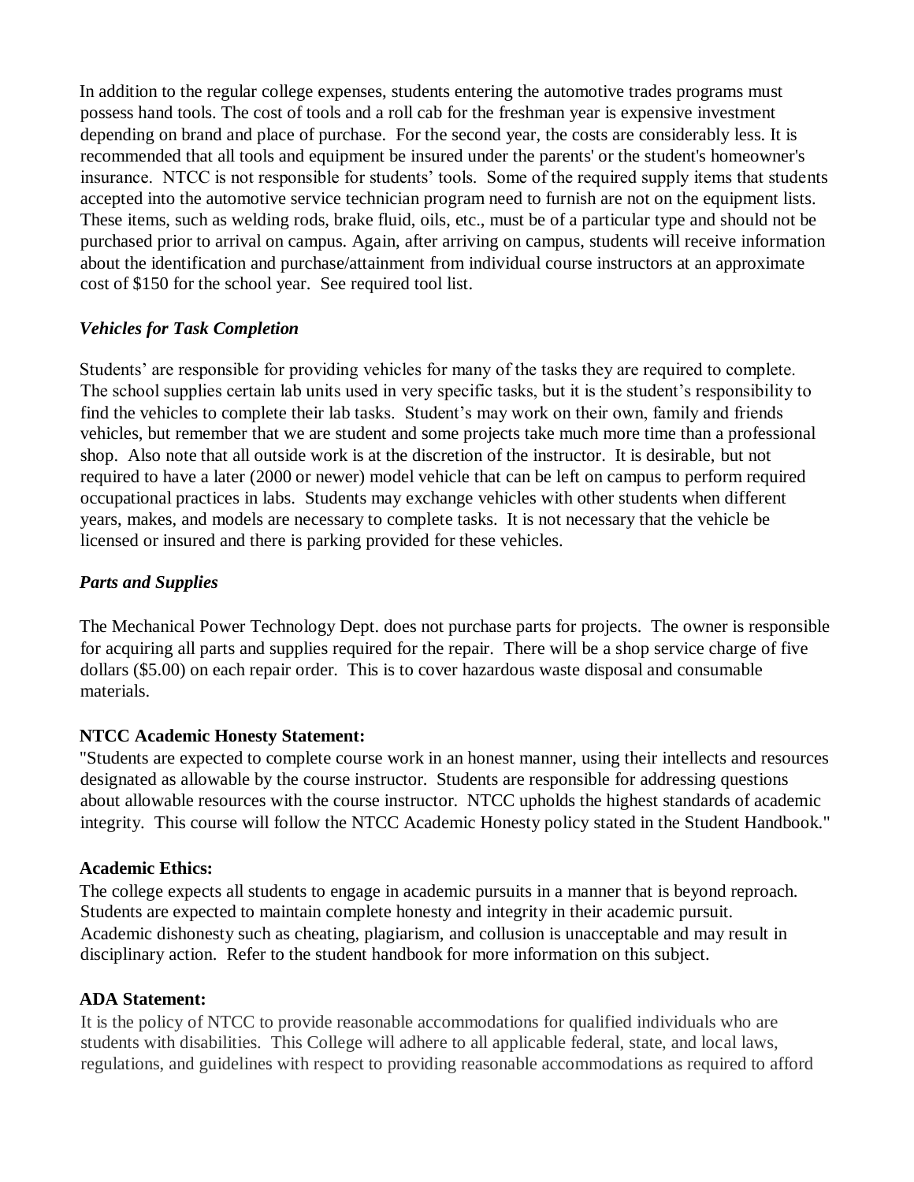In addition to the regular college expenses, students entering the automotive trades programs must possess hand tools. The cost of tools and a roll cab for the freshman year is expensive investment depending on brand and place of purchase. For the second year, the costs are considerably less. It is recommended that all tools and equipment be insured under the parents' or the student's homeowner's insurance. NTCC is not responsible for students' tools. Some of the required supply items that students accepted into the automotive service technician program need to furnish are not on the equipment lists. These items, such as welding rods, brake fluid, oils, etc., must be of a particular type and should not be purchased prior to arrival on campus. Again, after arriving on campus, students will receive information about the identification and purchase/attainment from individual course instructors at an approximate cost of $150 for the school year. See required tool list.

### *Vehicles for Task Completion*

Students' are responsible for providing vehicles for many of the tasks they are required to complete. The school supplies certain lab units used in very specific tasks, but it is the student's responsibility to find the vehicles to complete their lab tasks. Student's may work on their own, family and friends vehicles, but remember that we are student and some projects take much more time than a professional shop. Also note that all outside work is at the discretion of the instructor. It is desirable, but not required to have a later (2000 or newer) model vehicle that can be left on campus to perform required occupational practices in labs. Students may exchange vehicles with other students when different years, makes, and models are necessary to complete tasks. It is not necessary that the vehicle be licensed or insured and there is parking provided for these vehicles.

### *Parts and Supplies*

The Mechanical Power Technology Dept. does not purchase parts for projects. The owner is responsible for acquiring all parts and supplies required for the repair. There will be a shop service charge of five dollars ($5.00) on each repair order. This is to cover hazardous waste disposal and consumable materials.

**NTCC Academic Honesty Statement:**

"Students are expected to complete course work in an honest manner, using their intellects and resources designated as allowable by the course instructor. Students are responsible for addressing questions about allowable resources with the course instructor. NTCC upholds the highest standards of academic integrity. This course will follow the NTCC Academic Honesty policy stated in the Student Handbook."

**Academic Ethics:**

The college expects all students to engage in academic pursuits in a manner that is beyond reproach. Students are expected to maintain complete honesty and integrity in their academic pursuit. Academic dishonesty such as cheating, plagiarism, and collusion is unacceptable and may result in disciplinary action. Refer to the student handbook for more information on this subject.

**ADA Statement:**

It is the policy of NTCC to provide reasonable accommodations for qualified individuals who are students with disabilities. This College will adhere to all applicable federal, state, and local laws, regulations, and guidelines with respect to providing reasonable accommodations as required to afford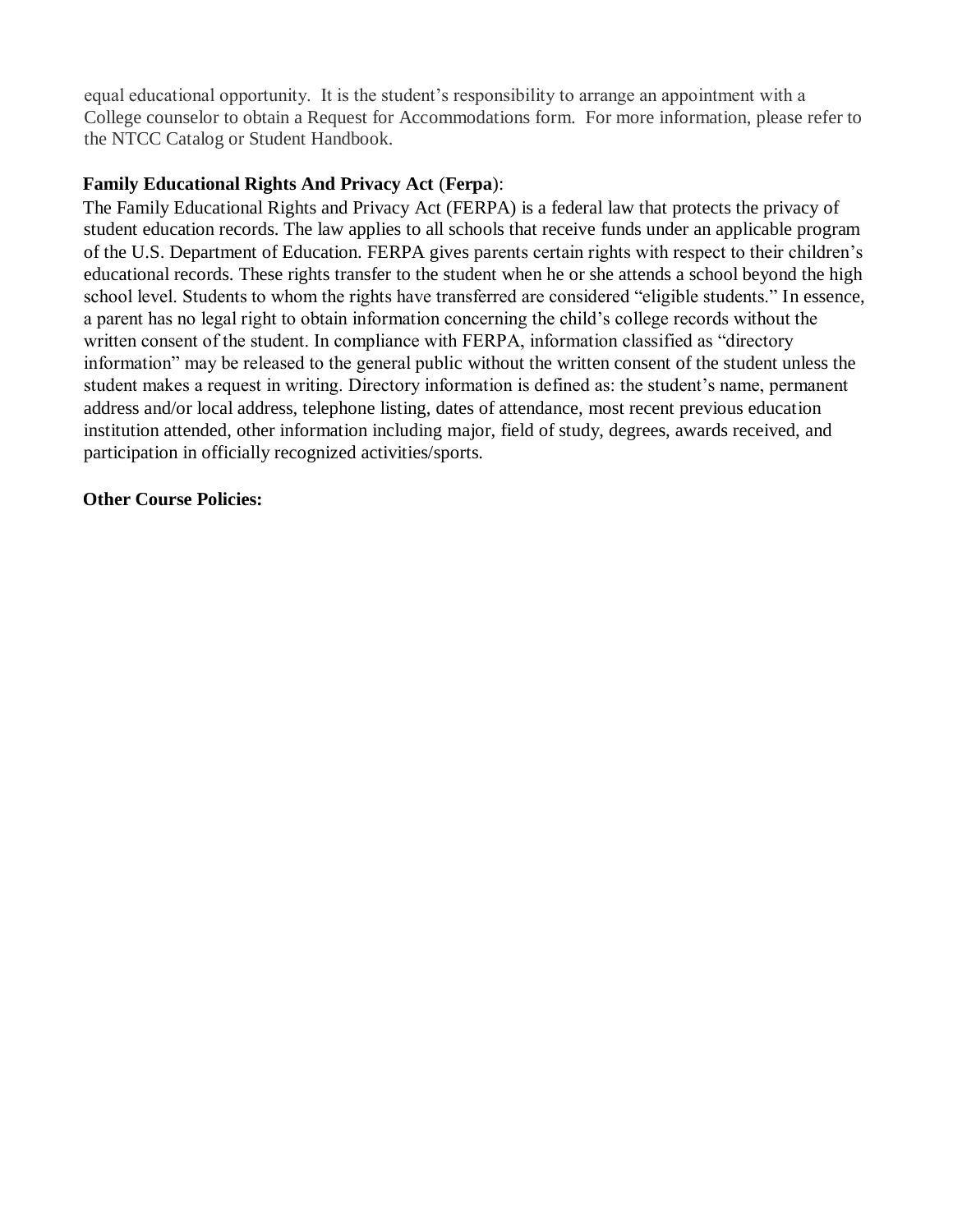equal educational opportunity. It is the student's responsibility to arrange an appointment with a College counselor to obtain a Request for Accommodations form. For more information, please refer to the NTCC Catalog or Student Handbook.

**Family Educational Rights And Privacy Act** (**Ferpa**):

The Family Educational Rights and Privacy Act (FERPA) is a federal law that protects the privacy of student education records. The law applies to all schools that receive funds under an applicable program of the U.S. Department of Education. FERPA gives parents certain rights with respect to their children's educational records. These rights transfer to the student when he or she attends a school beyond the high school level. Students to whom the rights have transferred are considered "eligible students." In essence, a parent has no legal right to obtain information concerning the child's college records without the written consent of the student. In compliance with FERPA, information classified as "directory information" may be released to the general public without the written consent of the student unless the student makes a request in writing. Directory information is defined as: the student's name, permanent address and/or local address, telephone listing, dates of attendance, most recent previous education institution attended, other information including major, field of study, degrees, awards received, and participation in officially recognized activities/sports.

**Other Course Policies:**